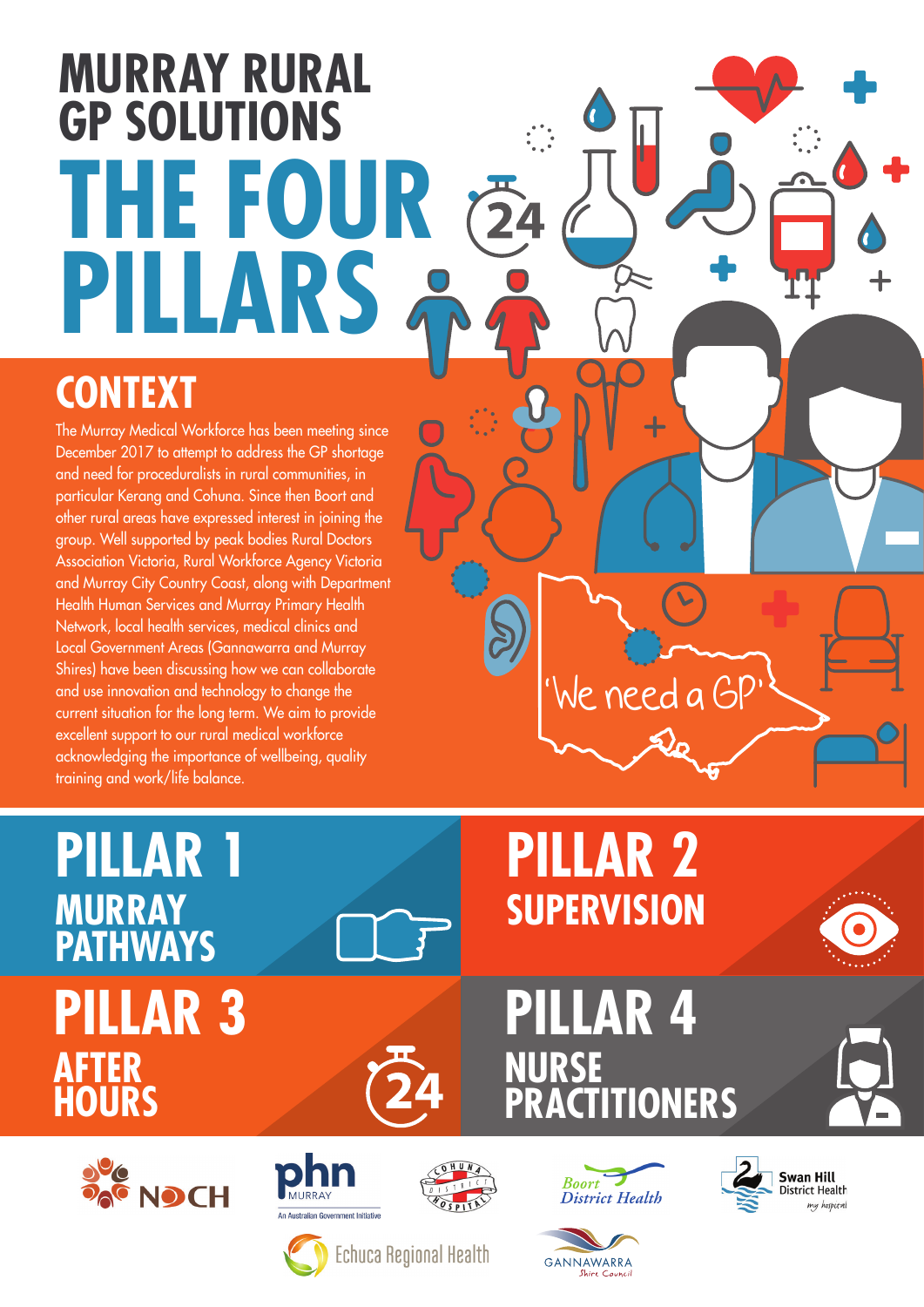# MURRAY RURAL GP SOLUTIONS

# THE FOUR PILLARS

## CONTEXT

The Murray Medical Workforce has been meeting since December 2017 to attempt to address the GP shortage and need for proceduralists in rural communities, in particular Kerang and Cohuna. Since then Boort and other rural areas have expressed interest in joining the group. Well supported by peak bodies Rural Doctors Association Victoria, Rural Workforce Agency Victoria and Murray City Country Coast, along with Department Health Human Services and Murray Primary Health Network, local health services, medical clinics and Local Government Areas (Gannawarra and Murray Shires) have been discussing how we can collaborate and use innovation and technology to change the current situation for the long term. We aim to provide excellent support to our rural medical workforce acknowledging the importance of wellbeing, quality training and work/life balance.

'We need a GP'

## PILLAR 1
### MURRAY PATHWAYS

## PILLAR 2
### SUPERVISION

## PILLAR 3
### AFTER HOURS

## PILLAR 4
### NURSE PRACTITIONERS

NDCH

phn MURRAY
An Australian Government Initiative

Cohuna District Hospital

Boort District Health

Swan Hill District Health my hospital

Echuca Regional Health

GANNAWARRA Shire Council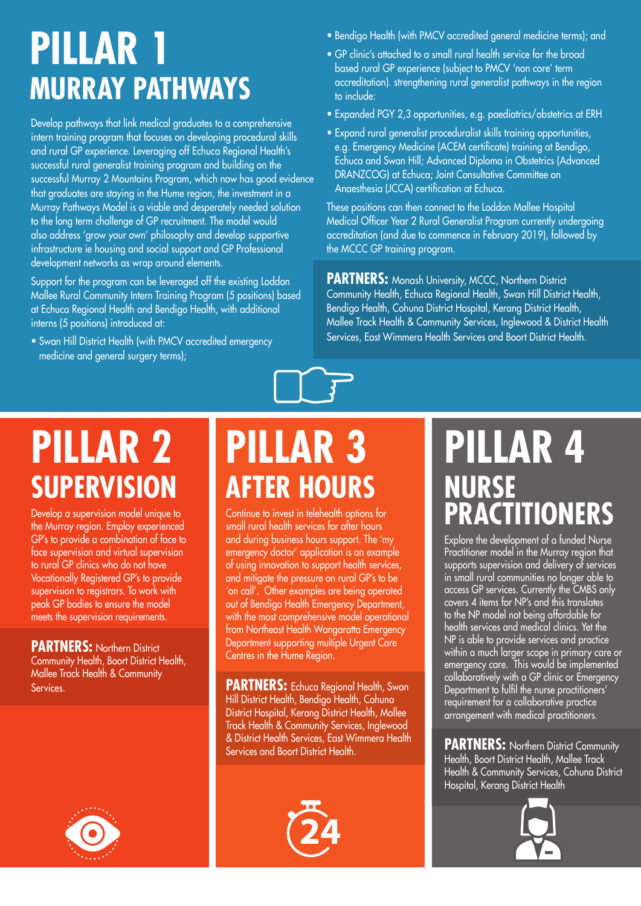# PILLAR 1
## MURRAY PATHWAYS

Develop pathways that link medical graduates to a comprehensive intern training program that focuses on developing procedural skills and rural GP experience. Leveraging off Echuca Regional Health's successful rural generalist training program and building on the successful Murray 2 Mountains Program, which now has good evidence that graduates are staying in the Hume region, the investment in a Murray Pathways Model is a viable and desperately needed solution to the long term challenge of GP recruitment. The model would also address 'grow your own' philosophy and develop supportive infrastructure ie housing and social support and GP Professional development networks as wrap around elements.

Support for the program can be leveraged off the existing Loddon Mallee Rural Community Intern Training Program (5 positions) based at Echuca Regional Health and Bendigo Health, with additional interns (5 positions) introduced at:

- Swan Hill District Health (with PMCV accredited emergency medicine and general surgery terms);
- Bendigo Health (with PMCV accredited general medicine terms); and
- GP clinic's attached to a small rural health service for the broad based rural GP experience (subject to PMCV 'non core' term accreditation). strengthening rural generalist pathways in the region to include:
- Expanded PGY 2,3 opportunities, e.g. paediatrics/obstetrics at ERH
- Expand rural generalist proceduralist skills training opportunities, e.g. Emergency Medicine (ACEM certificate) training at Bendigo, Echuca and Swan Hill; Advanced Diploma in Obstetrics (Advanced DRANZCOG) at Echuca; Joint Consultative Committee on Anaesthesia (JCCA) certification at Echuca.

These positions can then connect to the Loddon Mallee Hospital Medical Officer Year 2 Rural Generalist Program currently undergoing accreditation (and due to commence in February 2019), followed by the MCCC GP training program.

**PARTNERS:** Monash University, MCCC, Northern District Community Health, Echuca Regional Health, Swan Hill District Health, Bendigo Health, Cohuna District Hospital, Kerang District Health, Mallee Track Health & Community Services, Inglewood & District Health Services, East Wimmera Health Services and Boort District Health.

# PILLAR 2
## SUPERVISION

Develop a supervision model unique to the Murray region. Employ experienced GP's to provide a combination of face to face supervision and virtual supervision to rural GP clinics who do not have Vocationally Registered GP's to provide supervision to registrars. To work with peak GP bodies to ensure the model meets the supervision requirements.

**PARTNERS:** Northern District Community Health, Boort District Health, Mallee Track Health & Community Services.

# PILLAR 3
## AFTER HOURS

Continue to invest in telehealth options for small rural health services for after hours and during business hours support. The 'my emergency doctor' application is an example of using innovation to support health services, and mitigate the pressure on rural GP's to be 'on call'. Other examples are being operated out of Bendigo Health Emergency Department, with the most comprehensive model operational from Northeast Health Wangaratta Emergency Department supporting multiple Urgent Care Centres in the Hume Region.

**PARTNERS:** Echuca Regional Health, Swan Hill District Health, Bendigo Health, Cohuna District Hospital, Kerang District Health, Mallee Track Health & Community Services, Inglewood & District Health Services, East Wimmera Health Services and Boort District Health.

# PILLAR 4
## NURSE PRACTITIONERS

Explore the development of a funded Nurse Practitioner model in the Murray region that supports supervision and delivery of services in small rural communities no longer able to access GP services. Currently the CMBS only covers 4 items for NP's and this translates to the NP model not being affordable for health services and medical clinics. Yet the NP is able to provide services and practice within a much larger scope in primary care or emergency care. This would be implemented collaboratively with a GP clinic or Emergency Department to fulfil the nurse practitioners' requirement for a collaborative practice arrangement with medical practitioners.

**PARTNERS:** Northern District Community Health, Boort District Health, Mallee Track Health & Community Services, Cohuna District Hospital, Kerang District Health